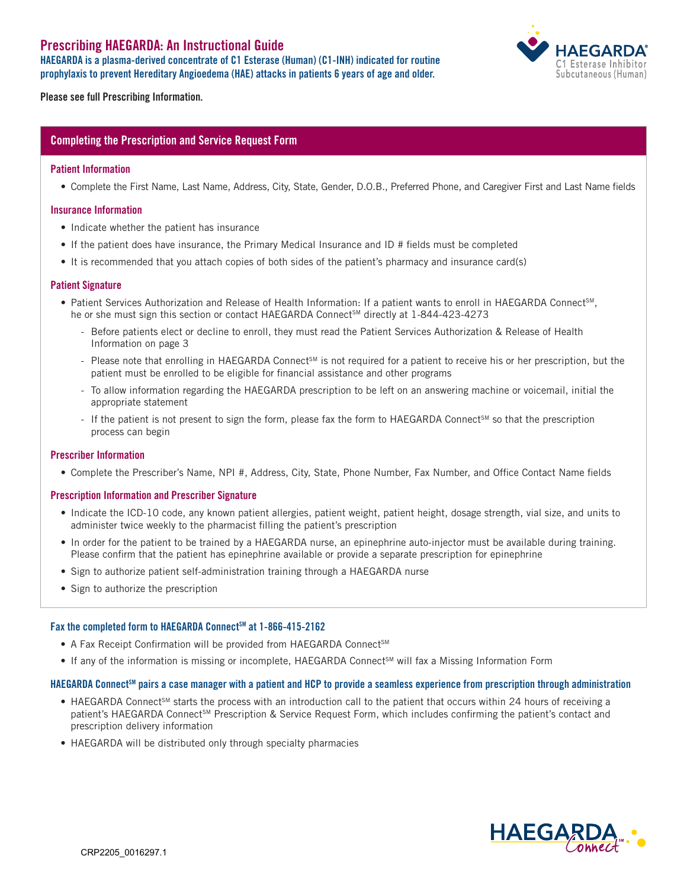# Prescribing HAEGARDA: An Instructional Guide

**HAEGARDA is a plasma-derived concentrate of C1 Esterase (Human) (C1-INH) indicated for routine prophylaxis to prevent Hereditary Angioedema (HAE) attacks in patients 6 years of age and older.**

HAEGARDA® C1 Esterase Inhibitor Subcutaneous (Human)

**Please see full Prescribing Information.**

## Completing the Prescription and Service Request Form

### Patient Information

- Complete the First Name, Last Name, Address, City, State, Gender, D.O.B., Preferred Phone, and Caregiver First and Last Name fields

### Insurance Information

- Indicate whether the patient has insurance
- If the patient does have insurance, the Primary Medical Insurance and ID # fields must be completed
- It is recommended that you attach copies of both sides of the patient's pharmacy and insurance card(s)

### Patient Signature

- Patient Services Authorization and Release of Health Information: If a patient wants to enroll in HAEGARDA Connect℠, he or she must sign this section or contact HAEGARDA Connect℠ directly at 1-844-423-4273
  - Before patients elect or decline to enroll, they must read the Patient Services Authorization & Release of Health Information on page 3
  - Please note that enrolling in HAEGARDA Connect℠ is not required for a patient to receive his or her prescription, but the patient must be enrolled to be eligible for financial assistance and other programs
  - To allow information regarding the HAEGARDA prescription to be left on an answering machine or voicemail, initial the appropriate statement
  - If the patient is not present to sign the form, please fax the form to HAEGARDA Connect℠ so that the prescription process can begin

### Prescriber Information

- Complete the Prescriber's Name, NPI #, Address, City, State, Phone Number, Fax Number, and Office Contact Name fields

### Prescription Information and Prescriber Signature

- Indicate the ICD-10 code, any known patient allergies, patient weight, patient height, dosage strength, vial size, and units to administer twice weekly to the pharmacist filling the patient's prescription
- In order for the patient to be trained by a HAEGARDA nurse, an epinephrine auto-injector must be available during training. Please confirm that the patient has epinephrine available or provide a separate prescription for epinephrine
- Sign to authorize patient self-administration training through a HAEGARDA nurse
- Sign to authorize the prescription

### Fax the completed form to HAEGARDA Connect℠ at 1-866-415-2162

- A Fax Receipt Confirmation will be provided from HAEGARDA Connect℠
- If any of the information is missing or incomplete, HAEGARDA Connect℠ will fax a Missing Information Form

### HAEGARDA Connect℠ pairs a case manager with a patient and HCP to provide a seamless experience from prescription through administration

- HAEGARDA Connect℠ starts the process with an introduction call to the patient that occurs within 24 hours of receiving a patient's HAEGARDA Connect℠ Prescription & Service Request Form, which includes confirming the patient's contact and prescription delivery information
- HAEGARDA will be distributed only through specialty pharmacies

CRP2205_0016297.1

HAEGARDA Connect℠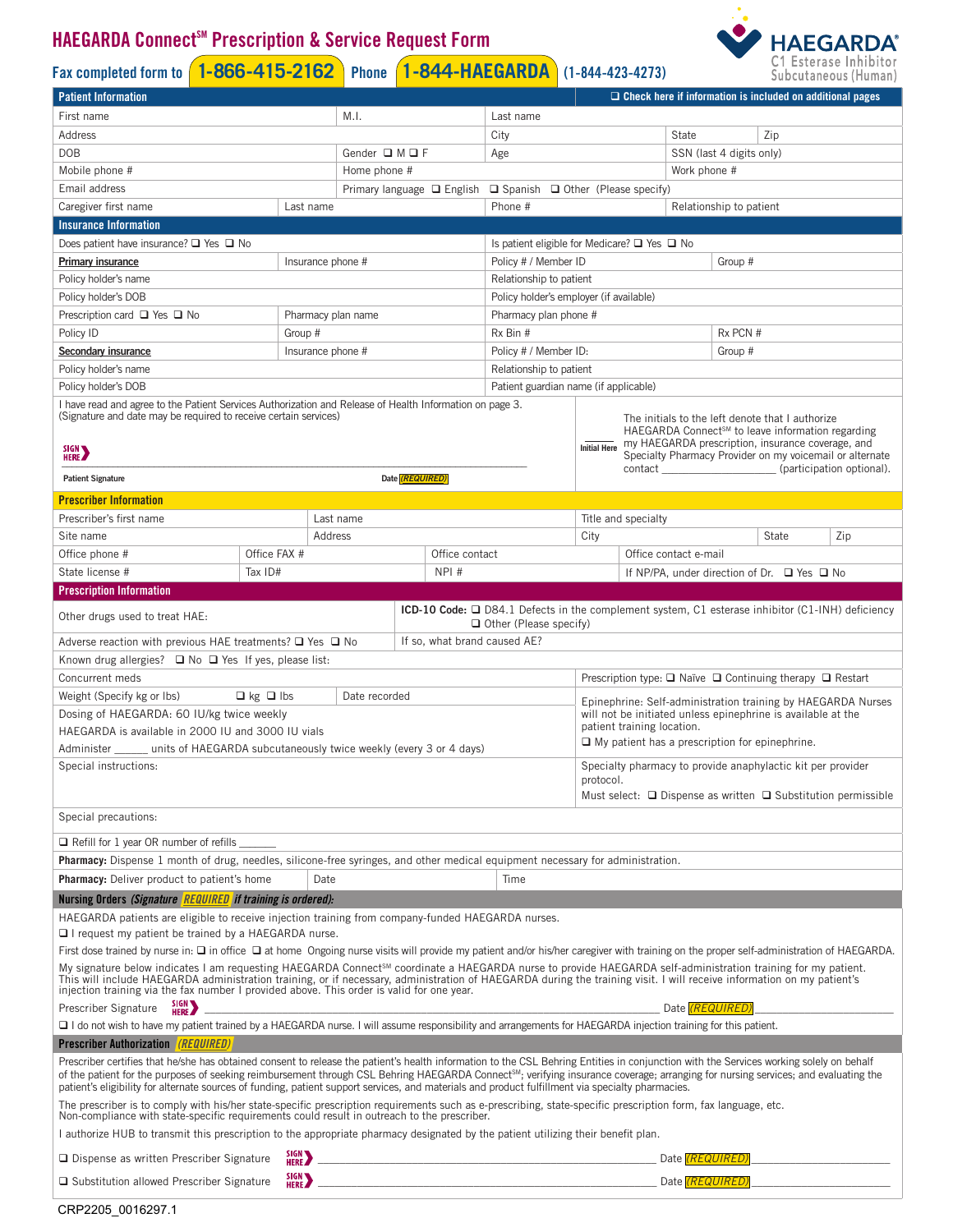# HAEGARDA Connect℠ Prescription & Service Request Form

Fax completed form to **1-866-415-2162** Phone **1-844-HAEGARDA** (1-844-423-4273)

HAEGARDA® C1 Esterase Inhibitor Subcutaneous (Human)

## Patient Information

❑ Check here if information is included on additional pages

| | | | | |
|---|---|---|---|---|
| First name | M.I. | Last name | | |
| Address | | City | State | Zip |
| DOB | Gender ❑ M ❑ F | Age | SSN (last 4 digits only) | |
| Mobile phone # | Home phone # | | Work phone # | |
| Email address | Primary language ❑ English ❑ Spanish ❑ Other (Please specify) | | | |
| Caregiver first name | Last name | Phone # | Relationship to patient | |

## Insurance Information

| | | | |
|---|---|---|---|
| Does patient have insurance? ❑ Yes ❑ No | | Is patient eligible for Medicare? ❑ Yes ❑ No | |
| **Primary insurance** | Insurance phone # | Policy # / Member ID | Group # |
| Policy holder's name | | Relationship to patient | |
| Policy holder's DOB | | Policy holder's employer (if available) | |
| Prescription card ❑ Yes ❑ No | Pharmacy plan name | Pharmacy plan phone # | |
| Policy ID | Group # | Rx Bin # | Rx PCN # |
| **Secondary insurance** | Insurance phone # | Policy # / Member ID: | Group # |
| Policy holder's name | | Relationship to patient | |
| Policy holder's DOB | | Patient guardian name (if applicable) | |

I have read and agree to the Patient Services Authorization and Release of Health Information on page 3. (Signature and date may be required to receive certain services)

SIGN HERE

Patient Signature ______________________ Date (REQUIRED)

______ Initial Here The initials to the left denote that I authorize HAEGARDA Connect℠ to leave information regarding my HAEGARDA prescription, insurance coverage, and Specialty Pharmacy Provider on my voicemail or alternate contact ____________________ (participation optional).

## Prescriber Information

| | | | | | |
|---|---|---|---|---|---|
| Prescriber's first name | | Last name | Title and specialty | | |
| Site name | | Address | City | State | Zip |
| Office phone # | Office FAX # | Office contact | Office contact e-mail | | |
| State license # | Tax ID# | NPI # | If NP/PA, under direction of Dr. ❑ Yes ❑ No | | |

## Prescription Information

| | |
|---|---|
| Other drugs used to treat HAE: | **ICD-10 Code:** ❑ D84.1 Defects in the complement system, C1 esterase inhibitor (C1-INH) deficiency ❑ Other (Please specify) |
| Adverse reaction with previous HAE treatments? ❑ Yes ❑ No | If so, what brand caused AE? |
| Known drug allergies? ❑ No ❑ Yes If yes, please list: | |
| Concurrent meds | Prescription type: ❑ Naïve ❑ Continuing therapy ❑ Restart |
| Weight (Specify kg or lbs) ❑ kg ❑ lbs &nbsp; Date recorded | Epinephrine: Self-administration training by HAEGARDA Nurses will not be initiated unless epinephrine is available at the patient training location. ❑ My patient has a prescription for epinephrine. |
| Dosing of HAEGARDA: 60 IU/kg twice weekly<br>HAEGARDA is available in 2000 IU and 3000 IU vials<br>Administer ______ units of HAEGARDA subcutaneously twice weekly (every 3 or 4 days) | |
| Special instructions: | Specialty pharmacy to provide anaphylactic kit per provider protocol.<br>Must select: ❑ Dispense as written ❑ Substitution permissible |
| Special precautions: | |
| ❑ Refill for 1 year OR number of refills _______ | |
| **Pharmacy:** Dispense 1 month of drug, needles, silicone-free syringes, and other medical equipment necessary for administration. | |
| **Pharmacy:** Deliver product to patient's home &nbsp; Date &nbsp; Time | |

## Nursing Orders *(Signature REQUIRED if training is ordered):*

HAEGARDA patients are eligible to receive injection training from company-funded HAEGARDA nurses.

❑ I request my patient be trained by a HAEGARDA nurse.

First dose trained by nurse in: ❑ in office ❑ at home Ongoing nurse visits will provide my patient and/or his/her caregiver with training on the proper self-administration of HAEGARDA.

My signature below indicates I am requesting HAEGARDA Connect℠ coordinate a HAEGARDA nurse to provide HAEGARDA self-administration training for my patient. This will include HAEGARDA administration training, or if necessary, administration of HAEGARDA during the training visit. I will receive information on my patient's injection training via the fax number I provided above. This order is valid for one year.

Prescriber Signature SIGN HERE ______________________ Date (REQUIRED) ______________

❑ I do not wish to have my patient trained by a HAEGARDA nurse. I will assume responsibility and arrangements for HAEGARDA injection training for this patient.

## Prescriber Authorization (REQUIRED)

Prescriber certifies that he/she has obtained consent to release the patient's health information to the CSL Behring Entities in conjunction with the Services working solely on behalf of the patient for the purposes of seeking reimbursement through CSL Behring HAEGARDA Connect℠; verifying insurance coverage; arranging for nursing services; and evaluating the patient's eligibility for alternate sources of funding, patient support services, and materials and product fulfillment via specialty pharmacies.

The prescriber is to comply with his/her state-specific prescription requirements such as e-prescribing, state-specific prescription form, fax language, etc. Non-compliance with state-specific requirements could result in outreach to the prescriber.

I authorize HUB to transmit this prescription to the appropriate pharmacy designated by the patient utilizing their benefit plan.

❑ Dispense as written Prescriber Signature SIGN HERE ______________________ Date (REQUIRED) ______________

❑ Substitution allowed Prescriber Signature SIGN HERE ______________________ Date (REQUIRED) ______________

CRP2205_0016297.1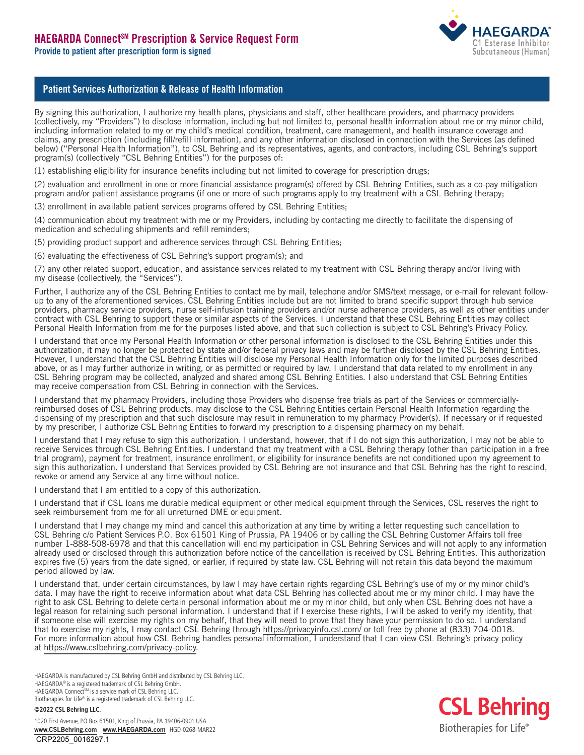# HAEGARDA Connect℠ Prescription & Service Request Form

**Provide to patient after prescription form is signed**

HAEGARDA® C1 Esterase Inhibitor Subcutaneous (Human)

## Patient Services Authorization & Release of Health Information

By signing this authorization, I authorize my health plans, physicians and staff, other healthcare providers, and pharmacy providers (collectively, my "Providers") to disclose information, including but not limited to, personal health information about me or my minor child, including information related to my or my child's medical condition, treatment, care management, and health insurance coverage and claims, any prescription (including fill/refill information), and any other information disclosed in connection with the Services (as defined below) ("Personal Health Information"), to CSL Behring and its representatives, agents, and contractors, including CSL Behring's support program(s) (collectively "CSL Behring Entities") for the purposes of:

(1) establishing eligibility for insurance benefits including but not limited to coverage for prescription drugs;

(2) evaluation and enrollment in one or more financial assistance program(s) offered by CSL Behring Entities, such as a co-pay mitigation program and/or patient assistance programs (if one or more of such programs apply to my treatment with a CSL Behring therapy;

(3) enrollment in available patient services programs offered by CSL Behring Entities;

(4) communication about my treatment with me or my Providers, including by contacting me directly to facilitate the dispensing of medication and scheduling shipments and refill reminders;

(5) providing product support and adherence services through CSL Behring Entities;

(6) evaluating the effectiveness of CSL Behring's support program(s); and

(7) any other related support, education, and assistance services related to my treatment with CSL Behring therapy and/or living with my disease (collectively, the "Services").

Further, I authorize any of the CSL Behring Entities to contact me by mail, telephone and/or SMS/text message, or e-mail for relevant follow-up to any of the aforementioned services. CSL Behring Entities include but are not limited to brand specific support through hub service providers, pharmacy service providers, nurse self-infusion training providers and/or nurse adherence providers, as well as other entities under contract with CSL Behring to support these or similar aspects of the Services. I understand that these CSL Behring Entities may collect Personal Health Information from me for the purposes listed above, and that such collection is subject to CSL Behring's Privacy Policy.

I understand that once my Personal Health Information or other personal information is disclosed to the CSL Behring Entities under this authorization, it may no longer be protected by state and/or federal privacy laws and may be further disclosed by the CSL Behring Entities. However, I understand that the CSL Behring Entities will disclose my Personal Health Information only for the limited purposes described above, or as I may further authorize in writing, or as permitted or required by law. I understand that data related to my enrollment in any CSL Behring program may be collected, analyzed and shared among CSL Behring Entities. I also understand that CSL Behring Entities may receive compensation from CSL Behring in connection with the Services.

I understand that my pharmacy Providers, including those Providers who dispense free trials as part of the Services or commercially-reimbursed doses of CSL Behring products, may disclose to the CSL Behring Entities certain Personal Health Information regarding the dispensing of my prescription and that such disclosure may result in remuneration to my pharmacy Provider(s). If necessary or if requested by my prescriber, I authorize CSL Behring Entities to forward my prescription to a dispensing pharmacy on my behalf.

I understand that I may refuse to sign this authorization. I understand, however, that if I do not sign this authorization, I may not be able to receive Services through CSL Behring Entities. I understand that my treatment with a CSL Behring therapy (other than participation in a free trial program), payment for treatment, insurance enrollment, or eligibility for insurance benefits are not conditioned upon my agreement to sign this authorization. I understand that Services provided by CSL Behring are not insurance and that CSL Behring has the right to rescind, revoke or amend any Service at any time without notice.

I understand that I am entitled to a copy of this authorization.

I understand that if CSL loans me durable medical equipment or other medical equipment through the Services, CSL reserves the right to seek reimbursement from me for all unreturned DME or equipment.

I understand that I may change my mind and cancel this authorization at any time by writing a letter requesting such cancellation to CSL Behring c/o Patient Services P.O. Box 61501 King of Prussia, PA 19406 or by calling the CSL Behring Customer Affairs toll free number 1-888-508-6978 and that this cancellation will end my participation in CSL Behring Services and will not apply to any information already used or disclosed through this authorization before notice of the cancellation is received by CSL Behring Entities. This authorization expires five (5) years from the date signed, or earlier, if required by state law. CSL Behring will not retain this data beyond the maximum period allowed by law.

I understand that, under certain circumstances, by law I may have certain rights regarding CSL Behring's use of my or my minor child's data. I may have the right to receive information about what data CSL Behring has collected about me or my minor child. I may have the right to ask CSL Behring to delete certain personal information about me or my minor child, but only when CSL Behring does not have a legal reason for retaining such personal information. I understand that if I exercise these rights, I will be asked to verify my identity, that if someone else will exercise my rights on my behalf, that they will need to prove that they have your permission to do so. I understand that to exercise my rights, I may contact CSL Behring through https://privacyinfo.csl.com/ or toll free by phone at (833) 704-0018. For more information about how CSL Behring handles personal information, I understand that I can view CSL Behring's privacy policy at https://www.cslbehring.com/privacy-policy.

HAEGARDA is manufactured by CSL Behring GmbH and distributed by CSL Behring LLC.
HAEGARDA® is a registered trademark of CSL Behring GmbH.
HAEGARDA Connect℠ is a service mark of CSL Behring LLC.
Biotherapies for Life® is a registered trademark of CSL Behring LLC.

**©2022 CSL Behring LLC.**

1020 First Avenue, PO Box 61501, King of Prussia, PA 19406-0901 USA
**www.CSLBehring.com** **www.HAEGARDA.com** HGD-0268-MAR22

CRP2205_0016297.1

CSL Behring
Biotherapies for Life®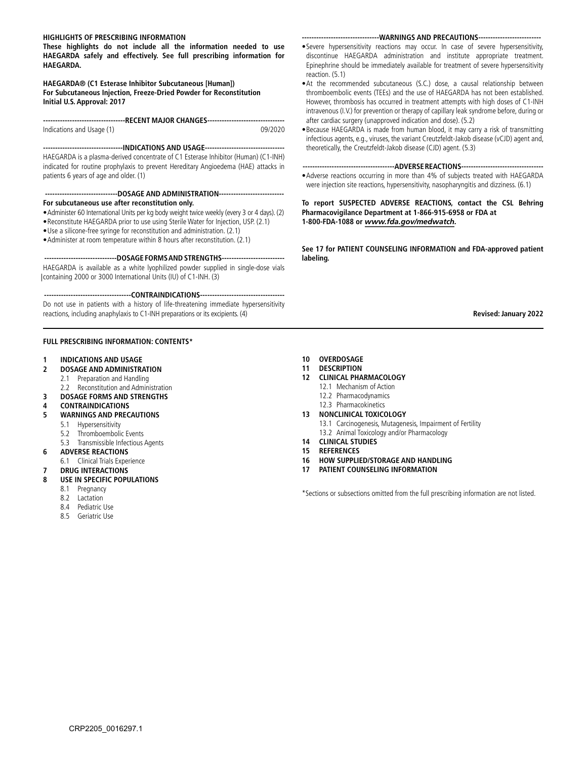**HIGHLIGHTS OF PRESCRIBING INFORMATION**

**These highlights do not include all the information needed to use HAEGARDA safely and effectively. See full prescribing information for HAEGARDA.**

**HAEGARDA® (C1 Esterase Inhibitor Subcutaneous [Human])**
**For Subcutaneous Injection, Freeze-Dried Powder for Reconstitution**
**Initial U.S. Approval: 2017**

**----------------------------------RECENT MAJOR CHANGES--------------------------------**

Indications and Usage (1) 09/2020

**---------------------------------INDICATIONS AND USAGE---------------------------------**

HAEGARDA is a plasma-derived concentrate of C1 Esterase Inhibitor (Human) (C1-INH) indicated for routine prophylaxis to prevent Hereditary Angioedema (HAE) attacks in patients 6 years of age and older. (1)

**------------------------------DOSAGE AND ADMINISTRATION---------------------------**

**For subcutaneous use after reconstitution only.**

- Administer 60 International Units per kg body weight twice weekly (every 3 or 4 days). (2)
- Reconstitute HAEGARDA prior to use using Sterile Water for Injection, USP. (2.1)
- Use a silicone-free syringe for reconstitution and administration. (2.1)
- Administer at room temperature within 8 hours after reconstitution. (2.1)

**------------------------------DOSAGE FORMS AND STRENGTHS-------------------------**

HAEGARDA is available as a white lyophilized powder supplied in single-dose vials containing 2000 or 3000 International Units (IU) of C1-INH. (3)

**------------------------------------CONTRAINDICATIONS-----------------------------------**

Do not use in patients with a history of life-threatening immediate hypersensitivity reactions, including anaphylaxis to C1-INH preparations or its excipients. (4)

**--------------------------------WARNINGS AND PRECAUTIONS--------------------------**

- Severe hypersensitivity reactions may occur. In case of severe hypersensitivity, discontinue HAEGARDA administration and institute appropriate treatment. Epinephrine should be immediately available for treatment of severe hypersensitivity reaction. (5.1)
- At the recommended subcutaneous (S.C.) dose, a causal relationship between thromboembolic events (TEEs) and the use of HAEGARDA has not been established. However, thrombosis has occurred in treatment attempts with high doses of C1-INH intravenous (I.V.) for prevention or therapy of capillary leak syndrome before, during or after cardiac surgery (unapproved indication and dose). (5.2)
- Because HAEGARDA is made from human blood, it may carry a risk of transmitting infectious agents, e.g., viruses, the variant Creutzfeldt-Jakob disease (vCJD) agent and, theoretically, the Creutzfeldt-Jakob disease (CJD) agent. (5.3)

**--------------------------------------ADVERSE REACTIONS----------------------------------**

- Adverse reactions occurring in more than 4% of subjects treated with HAEGARDA were injection site reactions, hypersensitivity, nasopharyngitis and dizziness. (6.1)

**To report SUSPECTED ADVERSE REACTIONS, contact the CSL Behring Pharmacovigilance Department at 1-866-915-6958 or FDA at 1-800-FDA-1088 or *www.fda.gov/medwatch.***

**See 17 for PATIENT COUNSELING INFORMATION and FDA-approved patient labeling.**

**Revised: January 2022**

---

**FULL PRESCRIBING INFORMATION: CONTENTS***

**1 INDICATIONS AND USAGE**
**2 DOSAGE AND ADMINISTRATION**
 2.1 Preparation and Handling
 2.2 Reconstitution and Administration
**3 DOSAGE FORMS AND STRENGTHS**
**4 CONTRAINDICATIONS**
**5 WARNINGS AND PRECAUTIONS**
 5.1 Hypersensitivity
 5.2 Thromboembolic Events
 5.3 Transmissible Infectious Agents
**6 ADVERSE REACTIONS**
 6.1 Clinical Trials Experience
**7 DRUG INTERACTIONS**
**8 USE IN SPECIFIC POPULATIONS**
 8.1 Pregnancy
 8.2 Lactation
 8.4 Pediatric Use
 8.5 Geriatric Use
**10 OVERDOSAGE**
**11 DESCRIPTION**
**12 CLINICAL PHARMACOLOGY**
 12.1 Mechanism of Action
 12.2 Pharmacodynamics
 12.3 Pharmacokinetics
**13 NONCLINICAL TOXICOLOGY**
 13.1 Carcinogenesis, Mutagenesis, Impairment of Fertility
 13.2 Animal Toxicology and/or Pharmacology
**14 CLINICAL STUDIES**
**15 REFERENCES**
**16 HOW SUPPLIED/STORAGE AND HANDLING**
**17 PATIENT COUNSELING INFORMATION**

*Sections or subsections omitted from the full prescribing information are not listed.

CRP2205_0016297.1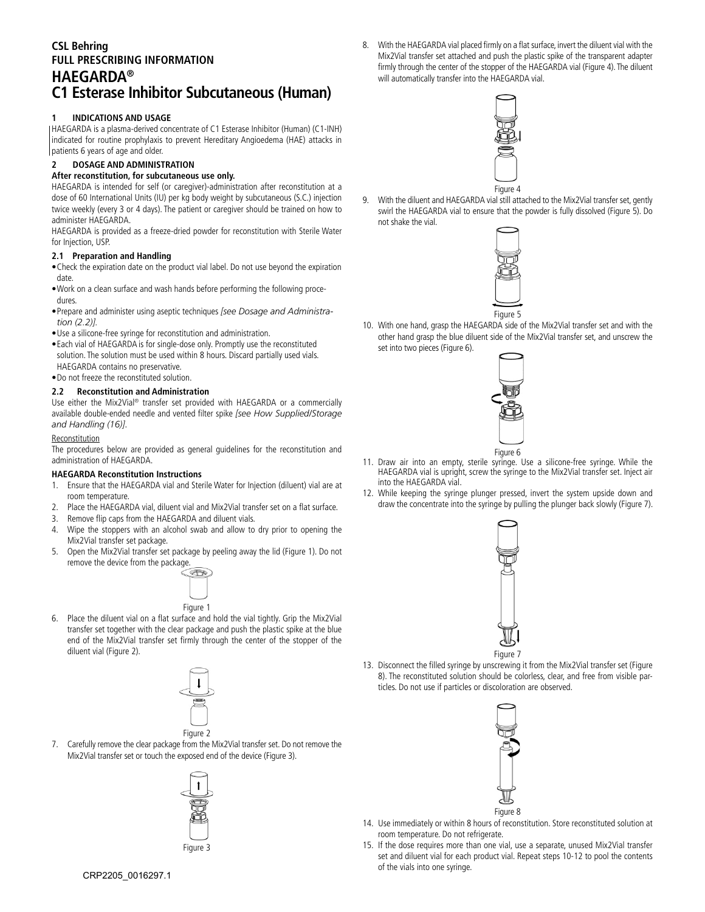**CSL Behring**

**FULL PRESCRIBING INFORMATION**

# HAEGARDA®

# C1 Esterase Inhibitor Subcutaneous (Human)

## 1 INDICATIONS AND USAGE

HAEGARDA is a plasma-derived concentrate of C1 Esterase Inhibitor (Human) (C1-INH) indicated for routine prophylaxis to prevent Hereditary Angioedema (HAE) attacks in patients 6 years of age and older.

## 2 DOSAGE AND ADMINISTRATION

**After reconstitution, for subcutaneous use only.**

HAEGARDA is intended for self (or caregiver)-administration after reconstitution at a dose of 60 International Units (IU) per kg body weight by subcutaneous (S.C.) injection twice weekly (every 3 or 4 days). The patient or caregiver should be trained on how to administer HAEGARDA.

HAEGARDA is provided as a freeze-dried powder for reconstitution with Sterile Water for Injection, USP.

### 2.1 Preparation and Handling

- Check the expiration date on the product vial label. Do not use beyond the expiration date.
- Work on a clean surface and wash hands before performing the following procedures.
- Prepare and administer using aseptic techniques *[see Dosage and Administration (2.2)]*.
- Use a silicone-free syringe for reconstitution and administration.
- Each vial of HAEGARDA is for single-dose only. Promptly use the reconstituted solution. The solution must be used within 8 hours. Discard partially used vials. HAEGARDA contains no preservative.
- Do not freeze the reconstituted solution.

### 2.2 Reconstitution and Administration

Use either the Mix2Vial® transfer set provided with HAEGARDA or a commercially available double-ended needle and vented filter spike *[see How Supplied/Storage and Handling (16)]*.

Reconstitution

The procedures below are provided as general guidelines for the reconstitution and administration of HAEGARDA.

**HAEGARDA Reconstitution Instructions**

1. Ensure that the HAEGARDA vial and Sterile Water for Injection (diluent) vial are at room temperature.
2. Place the HAEGARDA vial, diluent vial and Mix2Vial transfer set on a flat surface.
3. Remove flip caps from the HAEGARDA and diluent vials.
4. Wipe the stoppers with an alcohol swab and allow to dry prior to opening the Mix2Vial transfer set package.
5. Open the Mix2Vial transfer set package by peeling away the lid (Figure 1). Do not remove the device from the package.

Figure 1

6. Place the diluent vial on a flat surface and hold the vial tightly. Grip the Mix2Vial transfer set together with the clear package and push the plastic spike at the blue end of the Mix2Vial transfer set firmly through the center of the stopper of the diluent vial (Figure 2).

Figure 2

7. Carefully remove the clear package from the Mix2Vial transfer set. Do not remove the Mix2Vial transfer set or touch the exposed end of the device (Figure 3).

Figure 3

8. With the HAEGARDA vial placed firmly on a flat surface, invert the diluent vial with the Mix2Vial transfer set attached and push the plastic spike of the transparent adapter firmly through the center of the stopper of the HAEGARDA vial (Figure 4). The diluent will automatically transfer into the HAEGARDA vial.

Figure 4

9. With the diluent and HAEGARDA vial still attached to the Mix2Vial transfer set, gently swirl the HAEGARDA vial to ensure that the powder is fully dissolved (Figure 5). Do not shake the vial.

Figure 5

10. With one hand, grasp the HAEGARDA side of the Mix2Vial transfer set and with the other hand grasp the blue diluent side of the Mix2Vial transfer set, and unscrew the set into two pieces (Figure 6).

Figure 6

11. Draw air into an empty, sterile syringe. Use a silicone-free syringe. While the HAEGARDA vial is upright, screw the syringe to the Mix2Vial transfer set. Inject air into the HAEGARDA vial.
12. While keeping the syringe plunger pressed, invert the system upside down and draw the concentrate into the syringe by pulling the plunger back slowly (Figure 7).

Figure 7

13. Disconnect the filled syringe by unscrewing it from the Mix2Vial transfer set (Figure 8). The reconstituted solution should be colorless, clear, and free from visible particles. Do not use if particles or discoloration are observed.

Figure 8

14. Use immediately or within 8 hours of reconstitution. Store reconstituted solution at room temperature. Do not refrigerate.
15. If the dose requires more than one vial, use a separate, unused Mix2Vial transfer set and diluent vial for each product vial. Repeat steps 10-12 to pool the contents of the vials into one syringe.

CRP2205_0016297.1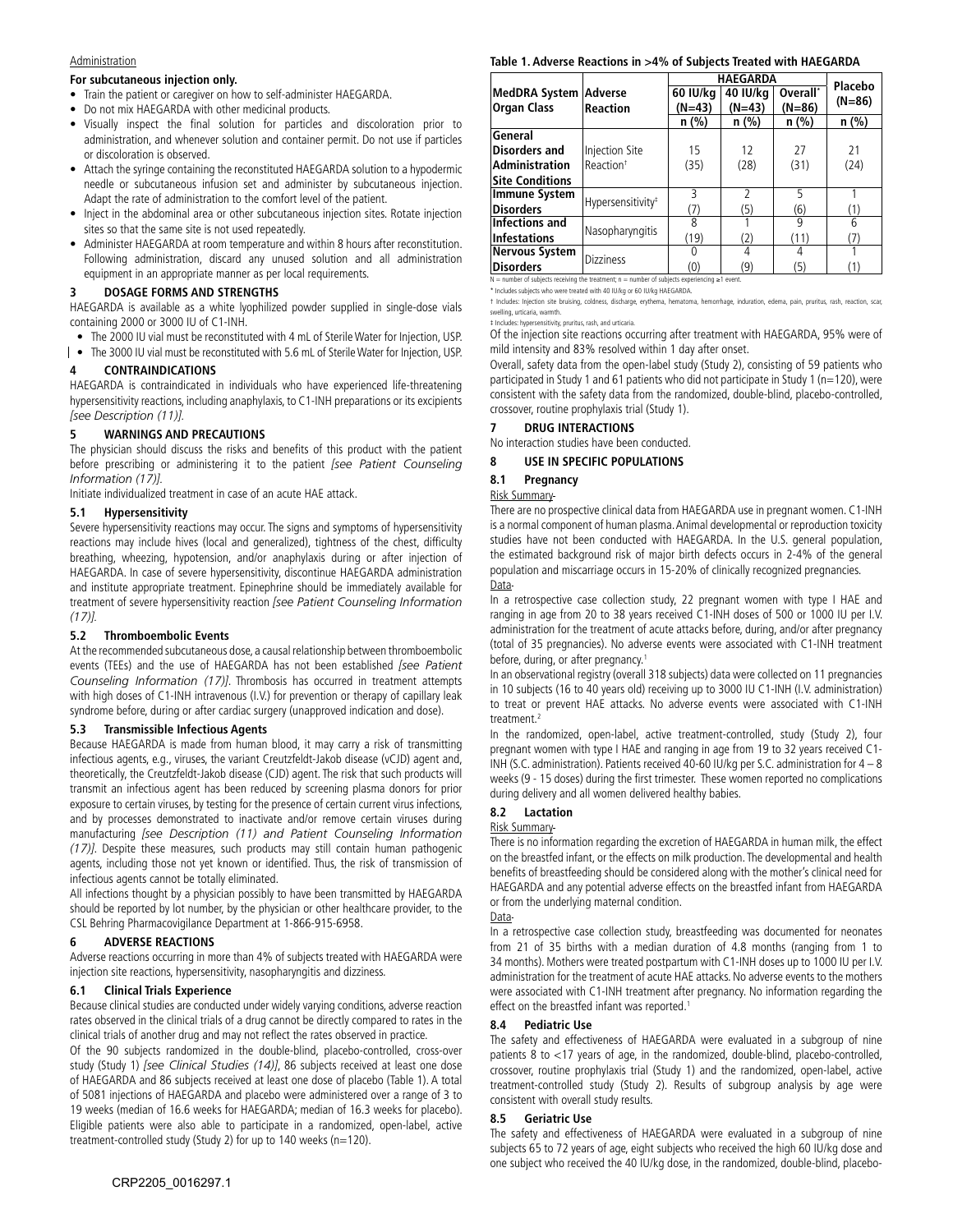Administration

**For subcutaneous injection only.**

- Train the patient or caregiver on how to self-administer HAEGARDA.
- Do not mix HAEGARDA with other medicinal products.
- Visually inspect the final solution for particles and discoloration prior to administration, and whenever solution and container permit. Do not use if particles or discoloration is observed.
- Attach the syringe containing the reconstituted HAEGARDA solution to a hypodermic needle or subcutaneous infusion set and administer by subcutaneous injection. Adapt the rate of administration to the comfort level of the patient.
- Inject in the abdominal area or other subcutaneous injection sites. Rotate injection sites so that the same site is not used repeatedly.
- Administer HAEGARDA at room temperature and within 8 hours after reconstitution. Following administration, discard any unused solution and all administration equipment in an appropriate manner as per local requirements.

## 3 DOSAGE FORMS AND STRENGTHS

HAEGARDA is available as a white lyophilized powder supplied in single-dose vials containing 2000 or 3000 IU of C1-INH.

- The 2000 IU vial must be reconstituted with 4 mL of Sterile Water for Injection, USP.
- The 3000 IU vial must be reconstituted with 5.6 mL of Sterile Water for Injection, USP.

## 4 CONTRAINDICATIONS

HAEGARDA is contraindicated in individuals who have experienced life-threatening hypersensitivity reactions, including anaphylaxis, to C1-INH preparations or its excipients *[see Description (11)]*.

## 5 WARNINGS AND PRECAUTIONS

The physician should discuss the risks and benefits of this product with the patient before prescribing or administering it to the patient *[see Patient Counseling Information (17)]*.

Initiate individualized treatment in case of an acute HAE attack.

### 5.1 Hypersensitivity

Severe hypersensitivity reactions may occur. The signs and symptoms of hypersensitivity reactions may include hives (local and generalized), tightness of the chest, difficulty breathing, wheezing, hypotension, and/or anaphylaxis during or after injection of HAEGARDA. In case of severe hypersensitivity, discontinue HAEGARDA administration and institute appropriate treatment. Epinephrine should be immediately available for treatment of severe hypersensitivity reaction *[see Patient Counseling Information (17)]*.

### 5.2 Thromboembolic Events

At the recommended subcutaneous dose, a causal relationship between thromboembolic events (TEEs) and the use of HAEGARDA has not been established *[see Patient Counseling Information (17)]*. Thrombosis has occurred in treatment attempts with high doses of C1-INH intravenous (I.V.) for prevention or therapy of capillary leak syndrome before, during or after cardiac surgery (unapproved indication and dose).

### 5.3 Transmissible Infectious Agents

Because HAEGARDA is made from human blood, it may carry a risk of transmitting infectious agents, e.g., viruses, the variant Creutzfeldt-Jakob disease (vCJD) agent and, theoretically, the Creutzfeldt-Jakob disease (CJD) agent. The risk that such products will transmit an infectious agent has been reduced by screening plasma donors for prior exposure to certain viruses, by testing for the presence of certain current virus infections, and by processes demonstrated to inactivate and/or remove certain viruses during manufacturing *[see Description (11) and Patient Counseling Information (17)]*. Despite these measures, such products may still contain human pathogenic agents, including those not yet known or identified. Thus, the risk of transmission of infectious agents cannot be totally eliminated.

All infections thought by a physician possibly to have been transmitted by HAEGARDA should be reported by lot number, by the physician or other healthcare provider, to the CSL Behring Pharmacovigilance Department at 1-866-915-6958.

## 6 ADVERSE REACTIONS

Adverse reactions occurring in more than 4% of subjects treated with HAEGARDA were injection site reactions, hypersensitivity, nasopharyngitis and dizziness.

### 6.1 Clinical Trials Experience

Because clinical studies are conducted under widely varying conditions, adverse reaction rates observed in the clinical trials of a drug cannot be directly compared to rates in the clinical trials of another drug and may not reflect the rates observed in practice.

Of the 90 subjects randomized in the double-blind, placebo-controlled, cross-over study (Study 1) *[see Clinical Studies (14)]*, 86 subjects received at least one dose of HAEGARDA and 86 subjects received at least one dose of placebo (Table 1). A total of 5081 injections of HAEGARDA and placebo were administered over a range of 3 to 19 weeks (median of 16.6 weeks for HAEGARDA; median of 16.3 weeks for placebo). Eligible patients were also able to participate in a randomized, open-label, active treatment-controlled study (Study 2) for up to 140 weeks (n=120).

**Table 1. Adverse Reactions in >4% of Subjects Treated with HAEGARDA**

| MedDRA System Organ Class | Adverse Reaction | HAEGARDA 60 IU/kg (N=43) | HAEGARDA 40 IU/kg (N=43) | HAEGARDA Overall* (N=86) | Placebo (N=86) |
|---|---|---|---|---|---|
| | | n (%) | n (%) | n (%) | n (%) |
| General Disorders and Administration Site Conditions | Injection Site Reaction† | 15 (35) | 12 (28) | 27 (31) | 21 (24) |
| Immune System Disorders | Hypersensitivity‡ | 3 (7) | 2 (5) | 5 (6) | 1 (1) |
| Infections and Infestations | Nasopharyngitis | 8 (19) | 1 (2) | 9 (11) | 6 (7) |
| Nervous System Disorders | Dizziness | 0 (0) | 4 (9) | 4 (5) | 1 (1) |

N = number of subjects receiving the treatment; n = number of subjects experiencing ≥1 event.

\* Includes subjects who were treated with 40 IU/kg or 60 IU/kg HAEGARDA.

† Includes: Injection site bruising, coldness, discharge, erythema, hematoma, hemorrhage, induration, edema, pain, pruritus, rash, reaction, scar, swelling, urticaria, warmth.

‡ Includes: hypersensitivity, pruritus, rash, and urticaria.

Of the injection site reactions occurring after treatment with HAEGARDA, 95% were of mild intensity and 83% resolved within 1 day after onset.

Overall, safety data from the open-label study (Study 2), consisting of 59 patients who participated in Study 1 and 61 patients who did not participate in Study 1 (n=120), were consistent with the safety data from the randomized, double-blind, placebo-controlled, crossover, routine prophylaxis trial (Study 1).

## 7 DRUG INTERACTIONS

No interaction studies have been conducted.

## 8 USE IN SPECIFIC POPULATIONS

### 8.1 Pregnancy

Risk Summary-

There are no prospective clinical data from HAEGARDA use in pregnant women. C1-INH is a normal component of human plasma. Animal developmental or reproduction toxicity studies have not been conducted with HAEGARDA. In the U.S. general population, the estimated background risk of major birth defects occurs in 2-4% of the general population and miscarriage occurs in 15-20% of clinically recognized pregnancies.

Data-

In a retrospective case collection study, 22 pregnant women with type I HAE and ranging in age from 20 to 38 years received C1-INH doses of 500 or 1000 IU per I.V. administration for the treatment of acute attacks before, during, and/or after pregnancy (total of 35 pregnancies). No adverse events were associated with C1-INH treatment before, during, or after pregnancy.[1]

In an observational registry (overall 318 subjects) data were collected on 11 pregnancies in 10 subjects (16 to 40 years old) receiving up to 3000 IU C1-INH (I.V. administration) to treat or prevent HAE attacks. No adverse events were associated with C1-INH treatment.[2]

In the randomized, open-label, active treatment-controlled, study (Study 2), four pregnant women with type I HAE and ranging in age from 19 to 32 years received C1-INH (S.C. administration). Patients received 40-60 IU/kg per S.C. administration for 4 – 8 weeks (9 - 15 doses) during the first trimester. These women reported no complications during delivery and all women delivered healthy babies.

### 8.2 Lactation

Risk Summary-

There is no information regarding the excretion of HAEGARDA in human milk, the effect on the breastfed infant, or the effects on milk production. The developmental and health benefits of breastfeeding should be considered along with the mother's clinical need for HAEGARDA and any potential adverse effects on the breastfed infant from HAEGARDA or from the underlying maternal condition.

Data-

In a retrospective case collection study, breastfeeding was documented for neonates from 21 of 35 births with a median duration of 4.8 months (ranging from 1 to 34 months). Mothers were treated postpartum with C1-INH doses up to 1000 IU per I.V. administration for the treatment of acute HAE attacks. No adverse events to the mothers were associated with C1-INH treatment after pregnancy. No information regarding the effect on the breastfed infant was reported.[1]

### 8.4 Pediatric Use

The safety and effectiveness of HAEGARDA were evaluated in a subgroup of nine patients 8 to <17 years of age, in the randomized, double-blind, placebo-controlled, crossover, routine prophylaxis trial (Study 1) and the randomized, open-label, active treatment-controlled study (Study 2). Results of subgroup analysis by age were consistent with overall study results.

### 8.5 Geriatric Use

The safety and effectiveness of HAEGARDA were evaluated in a subgroup of nine subjects 65 to 72 years of age, eight subjects who received the high 60 IU/kg dose and one subject who received the 40 IU/kg dose, in the randomized, double-blind, placebo-

CRP2205_0016297.1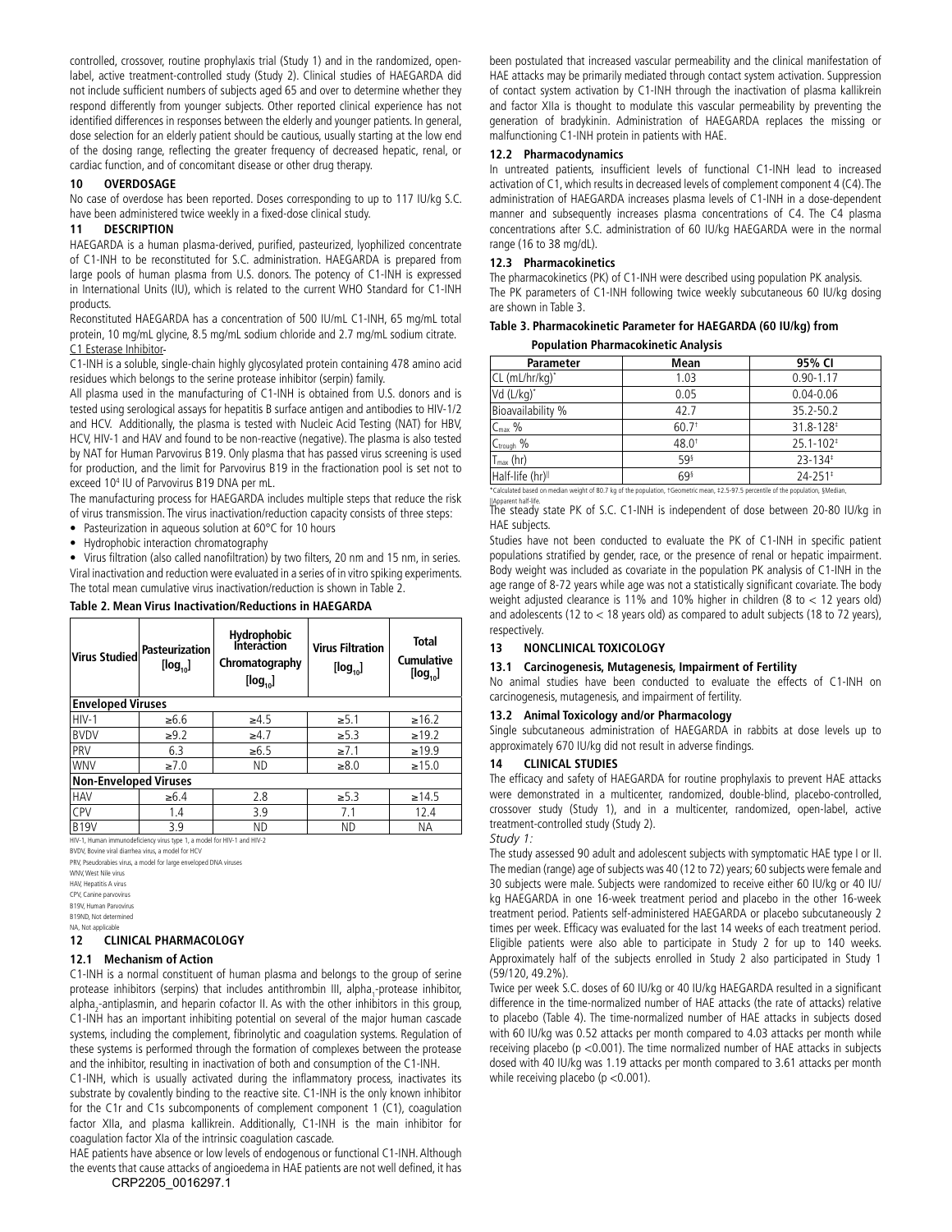controlled, crossover, routine prophylaxis trial (Study 1) and in the randomized, open-label, active treatment-controlled study (Study 2). Clinical studies of HAEGARDA did not include sufficient numbers of subjects aged 65 and over to determine whether they respond differently from younger subjects. Other reported clinical experience has not identified differences in responses between the elderly and younger patients. In general, dose selection for an elderly patient should be cautious, usually starting at the low end of the dosing range, reflecting the greater frequency of decreased hepatic, renal, or cardiac function, and of concomitant disease or other drug therapy.

## 10 OVERDOSAGE

No case of overdose has been reported. Doses corresponding to up to 117 IU/kg S.C. have been administered twice weekly in a fixed-dose clinical study.

## 11 DESCRIPTION

HAEGARDA is a human plasma-derived, purified, pasteurized, lyophilized concentrate of C1-INH to be reconstituted for S.C. administration. HAEGARDA is prepared from large pools of human plasma from U.S. donors. The potency of C1-INH is expressed in International Units (IU), which is related to the current WHO Standard for C1-INH products.

Reconstituted HAEGARDA has a concentration of 500 IU/mL C1-INH, 65 mg/mL total protein, 10 mg/mL glycine, 8.5 mg/mL sodium chloride and 2.7 mg/mL sodium citrate.

C1 Esterase Inhibitor-

C1-INH is a soluble, single-chain highly glycosylated protein containing 478 amino acid residues which belongs to the serine protease inhibitor (serpin) family.

All plasma used in the manufacturing of C1-INH is obtained from U.S. donors and is tested using serological assays for hepatitis B surface antigen and antibodies to HIV-1/2 and HCV. Additionally, the plasma is tested with Nucleic Acid Testing (NAT) for HBV, HCV, HIV-1 and HAV and found to be non-reactive (negative). The plasma is also tested by NAT for Human Parvovirus B19. Only plasma that has passed virus screening is used for production, and the limit for Parvovirus B19 in the fractionation pool is set not to exceed $10^4$ IU of Parvovirus B19 DNA per mL.

The manufacturing process for HAEGARDA includes multiple steps that reduce the risk of virus transmission. The virus inactivation/reduction capacity consists of three steps:

- Pasteurization in aqueous solution at 60°C for 10 hours
- Hydrophobic interaction chromatography
- Virus filtration (also called nanofiltration) by two filters, 20 nm and 15 nm, in series.

Viral inactivation and reduction were evaluated in a series of in vitro spiking experiments. The total mean cumulative virus inactivation/reduction is shown in Table 2.

**Table 2. Mean Virus Inactivation/Reductions in HAEGARDA**

| Virus Studied | Pasteurization [$\log_{10}$] | Hydrophobic Interaction Chromatography [$\log_{10}$] | Virus Filtration [$\log_{10}$] | Total Cumulative [$\log_{10}$] |
|---|---|---|---|---|
| **Enveloped Viruses** | | | | |
| HIV-1 | ≥6.6 | ≥4.5 | ≥5.1 | ≥16.2 |
| BVDV | ≥9.2 | ≥4.7 | ≥5.3 | ≥19.2 |
| PRV | 6.3 | ≥6.5 | ≥7.1 | ≥19.9 |
| WNV | ≥7.0 | ND | ≥8.0 | ≥15.0 |
| **Non-Enveloped Viruses** | | | | |
| HAV | ≥6.4 | 2.8 | ≥5.3 | ≥14.5 |
| CPV | 1.4 | 3.9 | 7.1 | 12.4 |
| B19V | 3.9 | ND | ND | NA |

HIV-1, Human immunodeficiency virus type 1, a model for HIV-1 and HIV-2
BVDV, Bovine viral diarrhea virus, a model for HCV
PRV, Pseudorabies virus, a model for large enveloped DNA viruses
WNV, West Nile virus
HAV, Hepatitis A virus
CPV, Canine parvovirus
B19V, Human Parvovirus
B19ND, Not determined
NA, Not applicable

## 12 CLINICAL PHARMACOLOGY

### 12.1 Mechanism of Action

C1-INH is a normal constituent of human plasma and belongs to the group of serine protease inhibitors (serpins) that includes antithrombin III, alpha$_1$-protease inhibitor, alpha$_2$-antiplasmin, and heparin cofactor II. As with the other inhibitors in this group, C1-INH has an important inhibiting potential on several of the major human cascade systems, including the complement, fibrinolytic and coagulation systems. Regulation of these systems is performed through the formation of complexes between the protease and the inhibitor, resulting in inactivation of both and consumption of the C1-INH.

C1-INH, which is usually activated during the inflammatory process, inactivates its substrate by covalently binding to the reactive site. C1-INH is the only known inhibitor for the C1r and C1s subcomponents of complement component 1 (C1), coagulation factor XIIa, and plasma kallikrein. Additionally, C1-INH is the main inhibitor for coagulation factor XIa of the intrinsic coagulation cascade.

HAE patients have absence or low levels of endogenous or functional C1-INH. Although the events that cause attacks of angioedema in HAE patients are not well defined, it has been postulated that increased vascular permeability and the clinical manifestation of HAE attacks may be primarily mediated through contact system activation. Suppression of contact system activation by C1-INH through the inactivation of plasma kallikrein and factor XIIa is thought to modulate this vascular permeability by preventing the generation of bradykinin. Administration of HAEGARDA replaces the missing or malfunctioning C1-INH protein in patients with HAE.

### 12.2 Pharmacodynamics

In untreated patients, insufficient levels of functional C1-INH lead to increased activation of C1, which results in decreased levels of complement component 4 (C4). The administration of HAEGARDA increases plasma levels of C1-INH in a dose-dependent manner and subsequently increases plasma concentrations of C4. The C4 plasma concentrations after S.C. administration of 60 IU/kg HAEGARDA were in the normal range (16 to 38 mg/dL).

### 12.3 Pharmacokinetics

The pharmacokinetics (PK) of C1-INH were described using population PK analysis.

The PK parameters of C1-INH following twice weekly subcutaneous 60 IU/kg dosing are shown in Table 3.

**Table 3. Pharmacokinetic Parameter for HAEGARDA (60 IU/kg) from Population Pharmacokinetic Analysis**

| Parameter | Mean | 95% CI |
|---|---|---|
| CL (mL/hr/kg)* | 1.03 | 0.90-1.17 |
| Vd (L/kg)* | 0.05 | 0.04-0.06 |
| Bioavailability % | 42.7 | 35.2-50.2 |
| $C_{max}$ % | 60.7† | 31.8-128‡ |
| $C_{trough}$ % | 48.0† | 25.1-102‡ |
| $T_{max}$ (hr) | 59§ | 23-134‡ |
| Half-life (hr)‖ | 69§ | 24-251‡ |

*Calculated based on median weight of 80.7 kg of the population, †Geometric mean, ‡2.5-97.5 percentile of the population, §Median, ‖Apparent half-life.

The steady state PK of S.C. C1-INH is independent of dose between 20-80 IU/kg in HAE subjects.

Studies have not been conducted to evaluate the PK of C1-INH in specific patient populations stratified by gender, race, or the presence of renal or hepatic impairment. Body weight was included as covariate in the population PK analysis of C1-INH in the age range of 8-72 years while age was not a statistically significant covariate. The body weight adjusted clearance is 11% and 10% higher in children (8 to < 12 years old) and adolescents (12 to < 18 years old) as compared to adult subjects (18 to 72 years), respectively.

## 13 NONCLINICAL TOXICOLOGY

### 13.1 Carcinogenesis, Mutagenesis, Impairment of Fertility

No animal studies have been conducted to evaluate the effects of C1-INH on carcinogenesis, mutagenesis, and impairment of fertility.

### 13.2 Animal Toxicology and/or Pharmacology

Single subcutaneous administration of HAEGARDA in rabbits at dose levels up to approximately 670 IU/kg did not result in adverse findings.

## 14 CLINICAL STUDIES

The efficacy and safety of HAEGARDA for routine prophylaxis to prevent HAE attacks were demonstrated in a multicenter, randomized, double-blind, placebo-controlled, crossover study (Study 1), and in a multicenter, randomized, open-label, active treatment-controlled study (Study 2).

*Study 1:*

The study assessed 90 adult and adolescent subjects with symptomatic HAE type I or II. The median (range) age of subjects was 40 (12 to 72) years; 60 subjects were female and 30 subjects were male. Subjects were randomized to receive either 60 IU/kg or 40 IU/kg HAEGARDA in one 16-week treatment period and placebo in the other 16-week treatment period. Patients self-administered HAEGARDA or placebo subcutaneously 2 times per week. Efficacy was evaluated for the last 14 weeks of each treatment period. Eligible patients were also able to participate in Study 2 for up to 140 weeks. Approximately half of the subjects enrolled in Study 2 also participated in Study 1 (59/120, 49.2%).

Twice per week S.C. doses of 60 IU/kg or 40 IU/kg HAEGARDA resulted in a significant difference in the time-normalized number of HAE attacks (the rate of attacks) relative to placebo (Table 4). The time-normalized number of HAE attacks in subjects dosed with 60 IU/kg was 0.52 attacks per month compared to 4.03 attacks per month while receiving placebo ($p < 0.001$). The time normalized number of HAE attacks in subjects dosed with 40 IU/kg was 1.19 attacks per month compared to 3.61 attacks per month while receiving placebo ($p < 0.001$).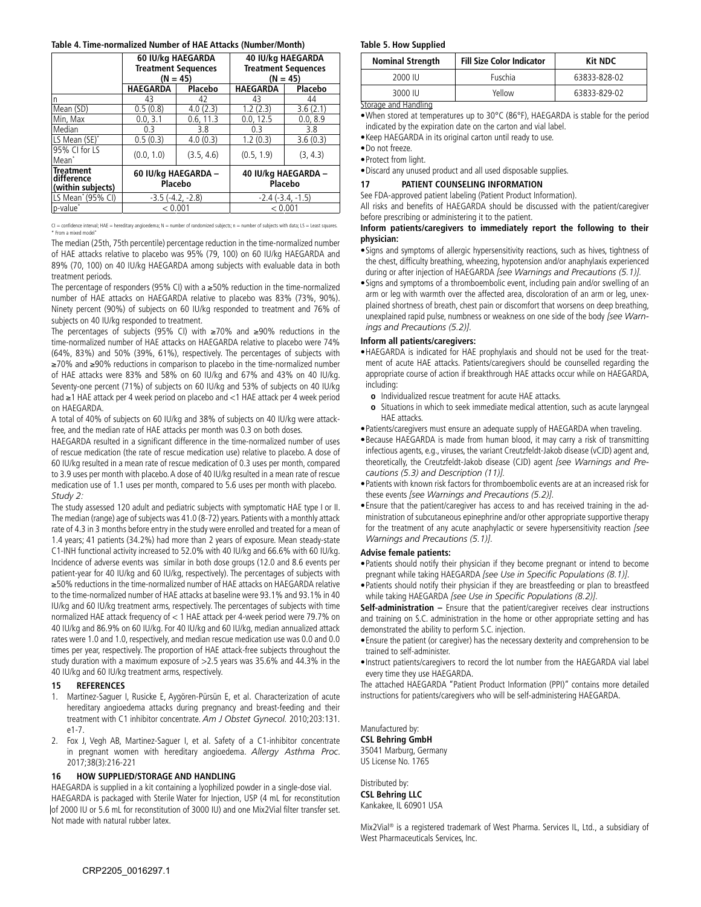**Table 4. Time-normalized Number of HAE Attacks (Number/Month)**

| | 60 IU/kg HAEGARDA Treatment Sequences (N = 45) | | 40 IU/kg HAEGARDA Treatment Sequences (N = 45) | |
|---|---|---|---|---|
| | HAEGARDA | Placebo | HAEGARDA | Placebo |
| n | 43 | 42 | 43 | 44 |
| Mean (SD) | 0.5 (0.8) | 4.0 (2.3) | 1.2 (2.3) | 3.6 (2.1) |
| Min, Max | 0.0, 3.1 | 0.6, 11.3 | 0.0, 12.5 | 0.0, 8.9 |
| Median | 0.3 | 3.8 | 0.3 | 3.8 |
| LS Mean (SE)* | 0.5 (0.3) | 4.0 (0.3) | 1.2 (0.3) | 3.6 (0.3) |
| 95% CI for LS Mean* | (0.0, 1.0) | (3.5, 4.6) | (0.5, 1.9) | (3, 4.3) |
| **Treatment difference (within subjects)** | **60 IU/kg HAEGARDA – Placebo** | | **40 IU/kg HAEGARDA – Placebo** | |
| LS Mean* (95% CI) | -3.5 (-4.2, -2.8) | | -2.4 (-3.4, -1.5) | |
| p-value* | < 0.001 | | < 0.001 | |

CI = confidence interval; HAE = hereditary angioedema; N = number of randomized subjects; n = number of subjects with data; LS = Least squares.
* From a mixed model*

The median (25th, 75th percentile) percentage reduction in the time-normalized number of HAE attacks relative to placebo was 95% (79, 100) on 60 IU/kg HAEGARDA and 89% (70, 100) on 40 IU/kg HAEGARDA among subjects with evaluable data in both treatment periods.

The percentage of responders (95% CI) with a ≥50% reduction in the time-normalized number of HAE attacks on HAEGARDA relative to placebo was 83% (73%, 90%). Ninety percent (90%) of subjects on 60 IU/kg responded to treatment and 76% of subjects on 40 IU/kg responded to treatment.

The percentages of subjects (95% CI) with ≥70% and ≥90% reductions in the time-normalized number of HAE attacks on HAEGARDA relative to placebo were 74% (64%, 83%) and 50% (39%, 61%), respectively. The percentages of subjects with ≥70% and ≥90% reductions in comparison to placebo in the time-normalized number of HAE attacks were 83% and 58% on 60 IU/kg and 67% and 43% on 40 IU/kg. Seventy-one percent (71%) of subjects on 60 IU/kg and 53% of subjects on 40 IU/kg had ≥1 HAE attack per 4 week period on placebo and <1 HAE attack per 4 week period on HAEGARDA.

A total of 40% of subjects on 60 IU/kg and 38% of subjects on 40 IU/kg were attack-free, and the median rate of HAE attacks per month was 0.3 on both doses.

HAEGARDA resulted in a significant difference in the time-normalized number of uses of rescue medication (the rate of rescue medication use) relative to placebo. A dose of 60 IU/kg resulted in a mean rate of rescue medication of 0.3 uses per month, compared to 3.9 uses per month with placebo. A dose of 40 IU/kg resulted in a mean rate of rescue medication use of 1.1 uses per month, compared to 5.6 uses per month with placebo.

*Study 2:*

The study assessed 120 adult and pediatric subjects with symptomatic HAE type I or II. The median (range) age of subjects was 41.0 (8-72) years. Patients with a monthly attack rate of 4.3 in 3 months before entry in the study were enrolled and treated for a mean of 1.4 years; 41 patients (34.2%) had more than 2 years of exposure. Mean steady-state C1-INH functional activity increased to 52.0% with 40 IU/kg and 66.6% with 60 IU/kg. Incidence of adverse events was similar in both dose groups (12.0 and 8.6 events per patient-year for 40 IU/kg and 60 IU/kg, respectively). The percentages of subjects with ≥50% reductions in the time-normalized number of HAE attacks on HAEGARDA relative to the time-normalized number of HAE attacks at baseline were 93.1% and 93.1% in 40 IU/kg and 60 IU/kg treatment arms, respectively. The percentages of subjects with time normalized HAE attack frequency of < 1 HAE attack per 4-week period were 79.7% on 40 IU/kg and 86.9% on 60 IU/kg. For 40 IU/kg and 60 IU/kg, median annualized attack rates were 1.0 and 1.0, respectively, and median rescue medication use was 0.0 and 0.0 times per year, respectively. The proportion of HAE attack-free subjects throughout the study duration with a maximum exposure of >2.5 years was 35.6% and 44.3% in the 40 IU/kg and 60 IU/kg treatment arms, respectively.

## 15 REFERENCES

1. Martinez-Saguer I, Rusicke E, Aygören-Pürsün E, et al. Characterization of acute hereditary angioedema attacks during pregnancy and breast-feeding and their treatment with C1 inhibitor concentrate. *Am J Obstet Gynecol.* 2010;203:131.e1-7.
2. Fox J, Vegh AB, Martinez-Saguer I, et al. Safety of a C1-inhibitor concentrate in pregnant women with hereditary angioedema. *Allergy Asthma Proc.* 2017;38(3):216-221

## 16 HOW SUPPLIED/STORAGE AND HANDLING

HAEGARDA is supplied in a kit containing a lyophilized powder in a single-dose vial. HAEGARDA is packaged with Sterile Water for Injection, USP (4 mL for reconstitution of 2000 IU or 5.6 mL for reconstitution of 3000 IU) and one Mix2Vial filter transfer set. Not made with natural rubber latex.

**Table 5. How Supplied**

| Nominal Strength | Fill Size Color Indicator | Kit NDC |
|---|---|---|
| 2000 IU | Fuschia | 63833-828-02 |
| 3000 IU | Yellow | 63833-829-02 |

Storage and Handling

- When stored at temperatures up to 30°C (86°F), HAEGARDA is stable for the period indicated by the expiration date on the carton and vial label.
- Keep HAEGARDA in its original carton until ready to use.
- Do not freeze.
- Protect from light.
- Discard any unused product and all used disposable supplies.

## 17 PATIENT COUNSELING INFORMATION

See FDA-approved patient labeling (Patient Product Information).

All risks and benefits of HAEGARDA should be discussed with the patient/caregiver before prescribing or administering it to the patient.

**Inform patients/caregivers to immediately report the following to their physician:**

- Signs and symptoms of allergic hypersensitivity reactions, such as hives, tightness of the chest, difficulty breathing, wheezing, hypotension and/or anaphylaxis experienced during or after injection of HAEGARDA *[see Warnings and Precautions (5.1)]*.
- Signs and symptoms of a thromboembolic event, including pain and/or swelling of an arm or leg with warmth over the affected area, discoloration of an arm or leg, unexplained shortness of breath, chest pain or discomfort that worsens on deep breathing, unexplained rapid pulse, numbness or weakness on one side of the body *[see Warnings and Precautions (5.2)]*.

**Inform all patients/caregivers:**

- HAEGARDA is indicated for HAE prophylaxis and should not be used for the treatment of acute HAE attacks. Patients/caregivers should be counselled regarding the appropriate course of action if breakthrough HAE attacks occur while on HAEGARDA, including:
  - Individualized rescue treatment for acute HAE attacks.
  - Situations in which to seek immediate medical attention, such as acute laryngeal HAE attacks.
- Patients/caregivers must ensure an adequate supply of HAEGARDA when traveling.
- Because HAEGARDA is made from human blood, it may carry a risk of transmitting infectious agents, e.g., viruses, the variant Creutzfeldt-Jakob disease (vCJD) agent and, theoretically, the Creutzfeldt-Jakob disease (CJD) agent *[see Warnings and Precautions (5.3) and Description (11)]*.
- Patients with known risk factors for thromboembolic events are at an increased risk for these events *[see Warnings and Precautions (5.2)]*.
- Ensure that the patient/caregiver has access to and has received training in the administration of subcutaneous epinephrine and/or other appropriate supportive therapy for the treatment of any acute anaphylactic or severe hypersensitivity reaction *[see Warnings and Precautions (5.1)]*.

**Advise female patients:**

- Patients should notify their physician if they become pregnant or intend to become pregnant while taking HAEGARDA *[see Use in Specific Populations (8.1)]*.
- Patients should notify their physician if they are breastfeeding or plan to breastfeed while taking HAEGARDA *[see Use in Specific Populations (8.2)]*.

**Self-administration –** Ensure that the patient/caregiver receives clear instructions and training on S.C. administration in the home or other appropriate setting and has demonstrated the ability to perform S.C. injection.

- Ensure the patient (or caregiver) has the necessary dexterity and comprehension to be trained to self-administer.
- Instruct patients/caregivers to record the lot number from the HAEGARDA vial label every time they use HAEGARDA.

The attached HAEGARDA "Patient Product Information (PPI)" contains more detailed instructions for patients/caregivers who will be self-administering HAEGARDA.

Manufactured by:
**CSL Behring GmbH**
35041 Marburg, Germany
US License No. 1765

Distributed by:
**CSL Behring LLC**
Kankakee, IL 60901 USA

Mix2Vial® is a registered trademark of West Pharma. Services IL, Ltd., a subsidiary of West Pharmaceuticals Services, Inc.

CRP2205_0016297.1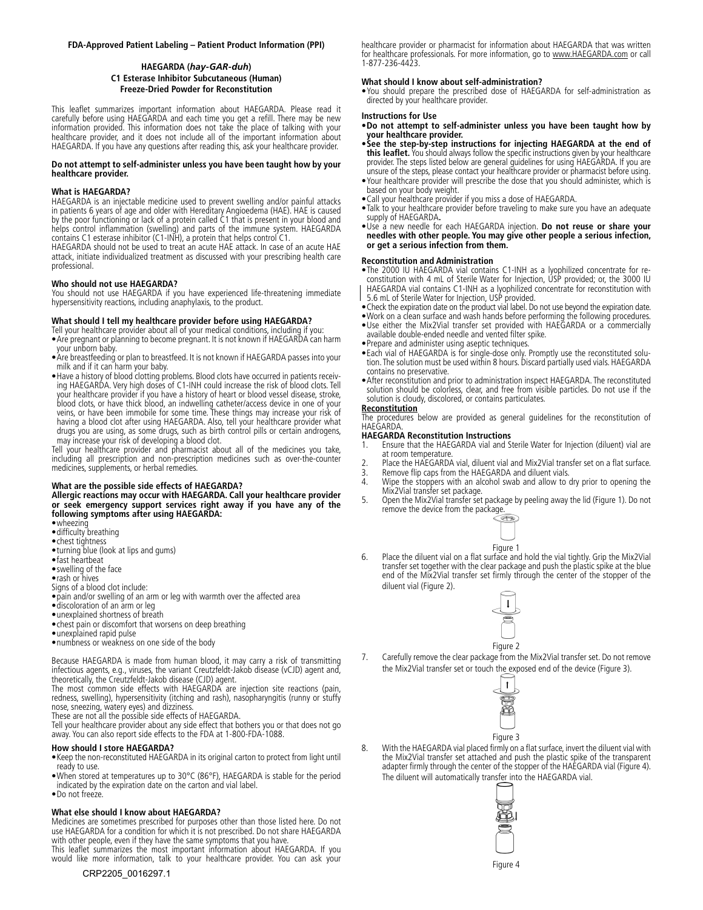**FDA-Approved Patient Labeling – Patient Product Information (PPI)**

**HAEGARDA (*hay-GAR-duh*)**
**C1 Esterase Inhibitor Subcutaneous (Human)**
**Freeze-Dried Powder for Reconstitution**

This leaflet summarizes important information about HAEGARDA. Please read it carefully before using HAEGARDA and each time you get a refill. There may be new information provided. This information does not take the place of talking with your healthcare provider, and it does not include all of the important information about HAEGARDA. If you have any questions after reading this, ask your healthcare provider.

**Do not attempt to self-administer unless you have been taught how by your healthcare provider.**

### What is HAEGARDA?

HAEGARDA is an injectable medicine used to prevent swelling and/or painful attacks in patients 6 years of age and older with Hereditary Angioedema (HAE). HAE is caused by the poor functioning or lack of a protein called C1 that is present in your blood and helps control inflammation (swelling) and parts of the immune system. HAEGARDA contains C1 esterase inhibitor (C1-INH), a protein that helps control C1.

HAEGARDA should not be used to treat an acute HAE attack. In case of an acute HAE attack, initiate individualized treatment as discussed with your prescribing health care professional.

### Who should not use HAEGARDA?

You should not use HAEGARDA if you have experienced life-threatening immediate hypersensitivity reactions, including anaphylaxis, to the product.

### What should I tell my healthcare provider before using HAEGARDA?

Tell your healthcare provider about all of your medical conditions, including if you:

- Are pregnant or planning to become pregnant. It is not known if HAEGARDA can harm your unborn baby.
- Are breastfeeding or plan to breastfeed. It is not known if HAEGARDA passes into your milk and if it can harm your baby.
- Have a history of blood clotting problems. Blood clots have occurred in patients receiving HAEGARDA. Very high doses of C1-INH could increase the risk of blood clots. Tell your healthcare provider if you have a history of heart or blood vessel disease, stroke, blood clots, or have thick blood, an indwelling catheter/access device in one of your veins, or have been immobile for some time. These things may increase your risk of having a blood clot after using HAEGARDA. Also, tell your healthcare provider what drugs you are using, as some drugs, such as birth control pills or certain androgens, may increase your risk of developing a blood clot.

Tell your healthcare provider and pharmacist about all of the medicines you take, including all prescription and non-prescription medicines such as over-the-counter medicines, supplements, or herbal remedies.

### What are the possible side effects of HAEGARDA?

**Allergic reactions may occur with HAEGARDA. Call your healthcare provider or seek emergency support services right away if you have any of the following symptoms after using HAEGARDA:**

- wheezing
- difficulty breathing
- chest tightness
- turning blue (look at lips and gums)
- fast heartbeat
- swelling of the face
- rash or hives

Signs of a blood clot include:

- pain and/or swelling of an arm or leg with warmth over the affected area
- discoloration of an arm or leg
- unexplained shortness of breath
- chest pain or discomfort that worsens on deep breathing
- unexplained rapid pulse
- numbness or weakness on one side of the body

Because HAEGARDA is made from human blood, it may carry a risk of transmitting infectious agents, e.g., viruses, the variant Creutzfeldt-Jakob disease (vCJD) agent and, theoretically, the Creutzfeldt-Jakob disease (CJD) agent.

The most common side effects with HAEGARDA are injection site reactions (pain, redness, swelling), hypersensitivity (itching and rash), nasopharyngitis (runny or stuffy nose, sneezing, watery eyes) and dizziness.

These are not all the possible side effects of HAEGARDA.

Tell your healthcare provider about any side effect that bothers you or that does not go away. You can also report side effects to the FDA at 1-800-FDA-1088.

### How should I store HAEGARDA?

- Keep the non-reconstituted HAEGARDA in its original carton to protect from light until ready to use.
- When stored at temperatures up to 30°C (86°F), HAEGARDA is stable for the period indicated by the expiration date on the carton and vial label.
- Do not freeze.

### What else should I know about HAEGARDA?

Medicines are sometimes prescribed for purposes other than those listed here. Do not use HAEGARDA for a condition for which it is not prescribed. Do not share HAEGARDA with other people, even if they have the same symptoms that you have.

This leaflet summarizes the most important information about HAEGARDA. If you would like more information, talk to your healthcare provider. You can ask your healthcare provider or pharmacist for information about HAEGARDA that was written for healthcare professionals. For more information, go to www.HAEGARDA.com or call 1-877-236-4423.

### What should I know about self-administration?

- You should prepare the prescribed dose of HAEGARDA for self-administration as directed by your healthcare provider.

### Instructions for Use

- **Do not attempt to self-administer unless you have been taught how by your healthcare provider.**
- **See the step-by-step instructions for injecting HAEGARDA at the end of this leaflet.** You should always follow the specific instructions given by your healthcare provider. The steps listed below are general guidelines for using HAEGARDA. If you are unsure of the steps, please contact your healthcare provider or pharmacist before using.
- Your healthcare provider will prescribe the dose that you should administer, which is based on your body weight.
- Call your healthcare provider if you miss a dose of HAEGARDA.
- Talk to your healthcare provider before traveling to make sure you have an adequate supply of HAEGARDA.
- Use a new needle for each HAEGARDA injection. **Do not reuse or share your needles with other people. You may give other people a serious infection, or get a serious infection from them.**

### Reconstitution and Administration

- The 2000 IU HAEGARDA vial contains C1-INH as a lyophilized concentrate for reconstitution with 4 mL of Sterile Water for Injection, USP provided; or, the 3000 IU HAEGARDA vial contains C1-INH as a lyophilized concentrate for reconstitution with 5.6 mL of Sterile Water for Injection, USP provided.
- Check the expiration date on the product vial label. Do not use beyond the expiration date.
- Work on a clean surface and wash hands before performing the following procedures.
- Use either the Mix2Vial transfer set provided with HAEGARDA or a commercially available double-ended needle and vented filter spike.
- Prepare and administer using aseptic techniques.
- Each vial of HAEGARDA is for single-dose only. Promptly use the reconstituted solution. The solution must be used within 8 hours. Discard partially used vials. HAEGARDA contains no preservative.
- After reconstitution and prior to administration inspect HAEGARDA. The reconstituted solution should be colorless, clear, and free from visible particles. Do not use if the solution is cloudy, discolored, or contains particulates.

**<u>Reconstitution</u>**

The procedures below are provided as general guidelines for the reconstitution of HAEGARDA.

**HAEGARDA Reconstitution Instructions**

1. Ensure that the HAEGARDA vial and Sterile Water for Injection (diluent) vial are at room temperature.
2. Place the HAEGARDA vial, diluent vial and Mix2Vial transfer set on a flat surface.
3. Remove flip caps from the HAEGARDA and diluent vials.
4. Wipe the stoppers with an alcohol swab and allow to dry prior to opening the Mix2Vial transfer set package.
5. Open the Mix2Vial transfer set package by peeling away the lid (Figure 1). Do not remove the device from the package.

Figure 1

6. Place the diluent vial on a flat surface and hold the vial tightly. Grip the Mix2Vial transfer set together with the clear package and push the plastic spike at the blue end of the Mix2Vial transfer set firmly through the center of the stopper of the diluent vial (Figure 2).

Figure 2

7. Carefully remove the clear package from the Mix2Vial transfer set. Do not remove the Mix2Vial transfer set or touch the exposed end of the device (Figure 3).

Figure 3

8. With the HAEGARDA vial placed firmly on a flat surface, invert the diluent vial with the Mix2Vial transfer set attached and push the plastic spike of the transparent adapter firmly through the center of the stopper of the HAEGARDA vial (Figure 4). The diluent will automatically transfer into the HAEGARDA vial.

Figure 4

CRP2205_0016297.1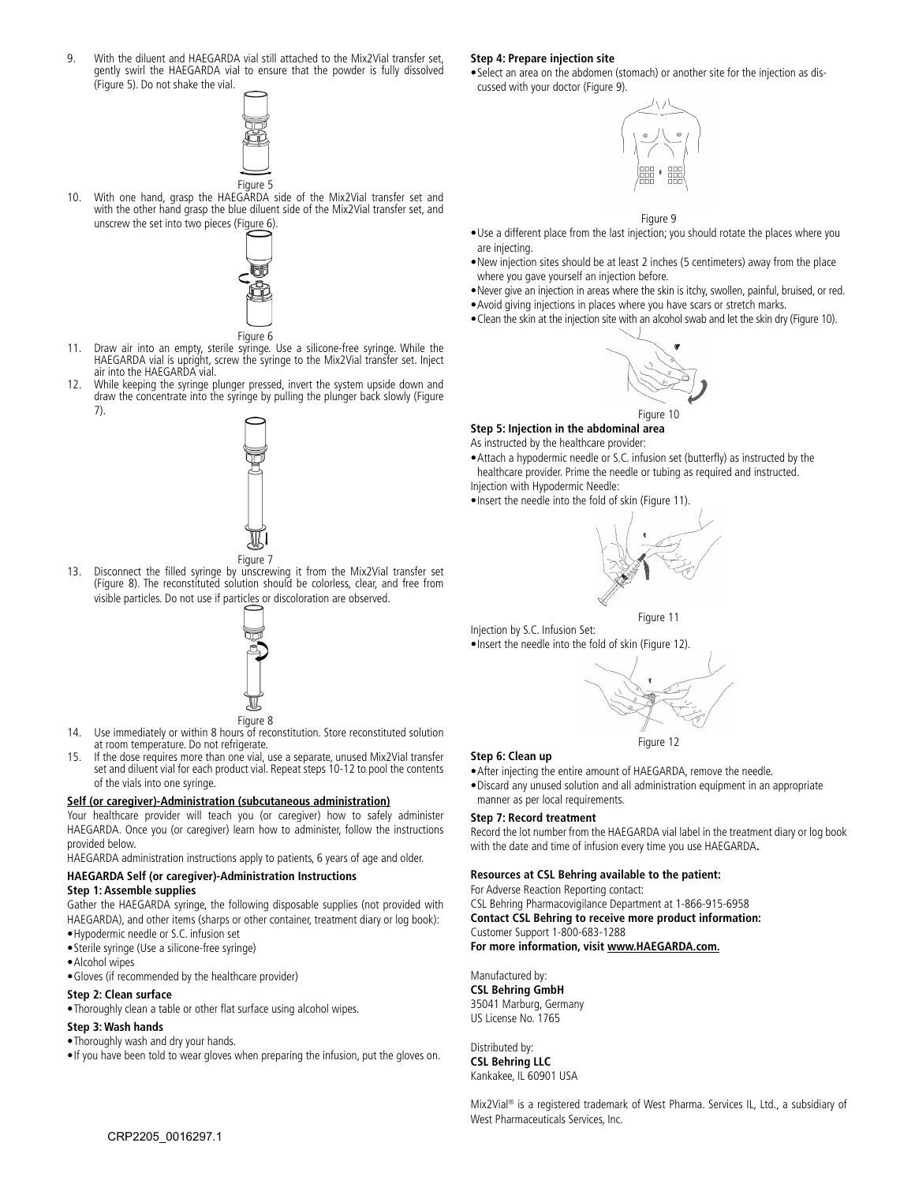9. With the diluent and HAEGARDA vial still attached to the Mix2Vial transfer set, gently swirl the HAEGARDA vial to ensure that the powder is fully dissolved (Figure 5). Do not shake the vial.

Figure 5

10. With one hand, grasp the HAEGARDA side of the Mix2Vial transfer set and with the other hand grasp the blue diluent side of the Mix2Vial transfer set, and unscrew the set into two pieces (Figure 6).

Figure 6

11. Draw air into an empty, sterile syringe. Use a silicone-free syringe. While the HAEGARDA vial is upright, screw the syringe to the Mix2Vial transfer set. Inject air into the HAEGARDA vial.
12. While keeping the syringe plunger pressed, invert the system upside down and draw the concentrate into the syringe by pulling the plunger back slowly (Figure 7).

Figure 7

13. Disconnect the filled syringe by unscrewing it from the Mix2Vial transfer set (Figure 8). The reconstituted solution should be colorless, clear, and free from visible particles. Do not use if particles or discoloration are observed.

Figure 8

14. Use immediately or within 8 hours of reconstitution. Store reconstituted solution at room temperature. Do not refrigerate.
15. If the dose requires more than one vial, use a separate, unused Mix2Vial transfer set and diluent vial for each product vial. Repeat steps 10-12 to pool the contents of the vials into one syringe.

**Self (or caregiver)-Administration (subcutaneous administration)**

Your healthcare provider will teach you (or caregiver) how to safely administer HAEGARDA. Once you (or caregiver) learn how to administer, follow the instructions provided below.

HAEGARDA administration instructions apply to patients, 6 years of age and older.

**HAEGARDA Self (or caregiver)-Administration Instructions**

**Step 1: Assemble supplies**

Gather the HAEGARDA syringe, the following disposable supplies (not provided with HAEGARDA), and other items (sharps or other container, treatment diary or log book):

- Hypodermic needle or S.C. infusion set
- Sterile syringe (Use a silicone-free syringe)
- Alcohol wipes
- Gloves (if recommended by the healthcare provider)

**Step 2: Clean surface**

- Thoroughly clean a table or other flat surface using alcohol wipes.

**Step 3: Wash hands**

- Thoroughly wash and dry your hands.
- If you have been told to wear gloves when preparing the infusion, put the gloves on.

**Step 4: Prepare injection site**

- Select an area on the abdomen (stomach) or another site for the injection as discussed with your doctor (Figure 9).

Figure 9

- Use a different place from the last injection; you should rotate the places where you are injecting.
- New injection sites should be at least 2 inches (5 centimeters) away from the place where you gave yourself an injection before.
- Never give an injection in areas where the skin is itchy, swollen, painful, bruised, or red.
- Avoid giving injections in places where you have scars or stretch marks.
- Clean the skin at the injection site with an alcohol swab and let the skin dry (Figure 10).

Figure 10

**Step 5: Injection in the abdominal area**

As instructed by the healthcare provider:

- Attach a hypodermic needle or S.C. infusion set (butterfly) as instructed by the healthcare provider. Prime the needle or tubing as required and instructed.

Injection with Hypodermic Needle:

- Insert the needle into the fold of skin (Figure 11).

Figure 11

Injection by S.C. Infusion Set:

- Insert the needle into the fold of skin (Figure 12).

Figure 12

**Step 6: Clean up**

- After injecting the entire amount of HAEGARDA, remove the needle.
- Discard any unused solution and all administration equipment in an appropriate manner as per local requirements.

**Step 7: Record treatment**

Record the lot number from the HAEGARDA vial label in the treatment diary or log book with the date and time of infusion every time you use HAEGARDA**.**

**Resources at CSL Behring available to the patient:**

For Adverse Reaction Reporting contact:
CSL Behring Pharmacovigilance Department at 1-866-915-6958
**Contact CSL Behring to receive more product information:**
Customer Support 1-800-683-1288
**For more information, visit www.HAEGARDA.com.**

Manufactured by:
**CSL Behring GmbH**
35041 Marburg, Germany
US License No. 1765

Distributed by:
**CSL Behring LLC**
Kankakee, IL 60901 USA

Mix2Vial® is a registered trademark of West Pharma. Services IL, Ltd., a subsidiary of West Pharmaceuticals Services, Inc.

CRP2205_0016297.1